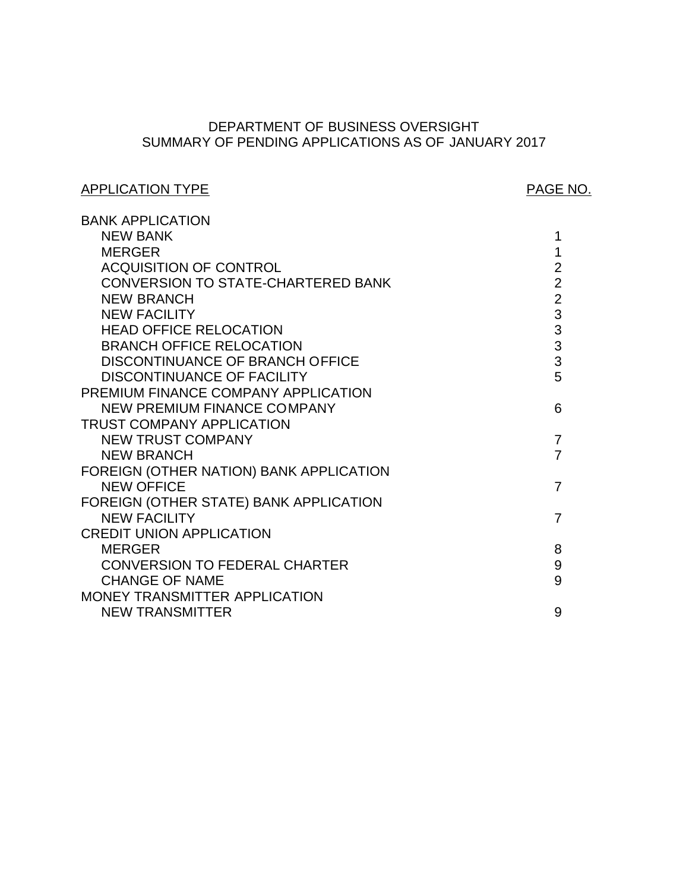# DEPARTMENT OF BUSINESS OVERSIGHT
## SUMMARY OF PENDING APPLICATIONS AS OF JANUARY 2017

| APPLICATION TYPE | PAGE NO. |
|---|---|
| BANK APPLICATION | |
| NEW BANK | 1 |
| MERGER | 1 |
| ACQUISITION OF CONTROL | 2 |
| CONVERSION TO STATE-CHARTERED BANK | 2 |
| NEW BRANCH | 2 |
| NEW FACILITY | 3 |
| HEAD OFFICE RELOCATION | 3 |
| BRANCH OFFICE RELOCATION | 3 |
| DISCONTINUANCE OF BRANCH OFFICE | 3 |
| DISCONTINUANCE OF FACILITY | 5 |
| PREMIUM FINANCE COMPANY APPLICATION | |
| NEW PREMIUM FINANCE COMPANY | 6 |
| TRUST COMPANY APPLICATION | |
| NEW TRUST COMPANY | 7 |
| NEW BRANCH | 7 |
| FOREIGN (OTHER NATION) BANK APPLICATION | |
| NEW OFFICE | 7 |
| FOREIGN (OTHER STATE) BANK APPLICATION | |
| NEW FACILITY | 7 |
| CREDIT UNION APPLICATION | |
| MERGER | 8 |
| CONVERSION TO FEDERAL CHARTER | 9 |
| CHANGE OF NAME | 9 |
| MONEY TRANSMITTER APPLICATION | |
| NEW TRANSMITTER | 9 |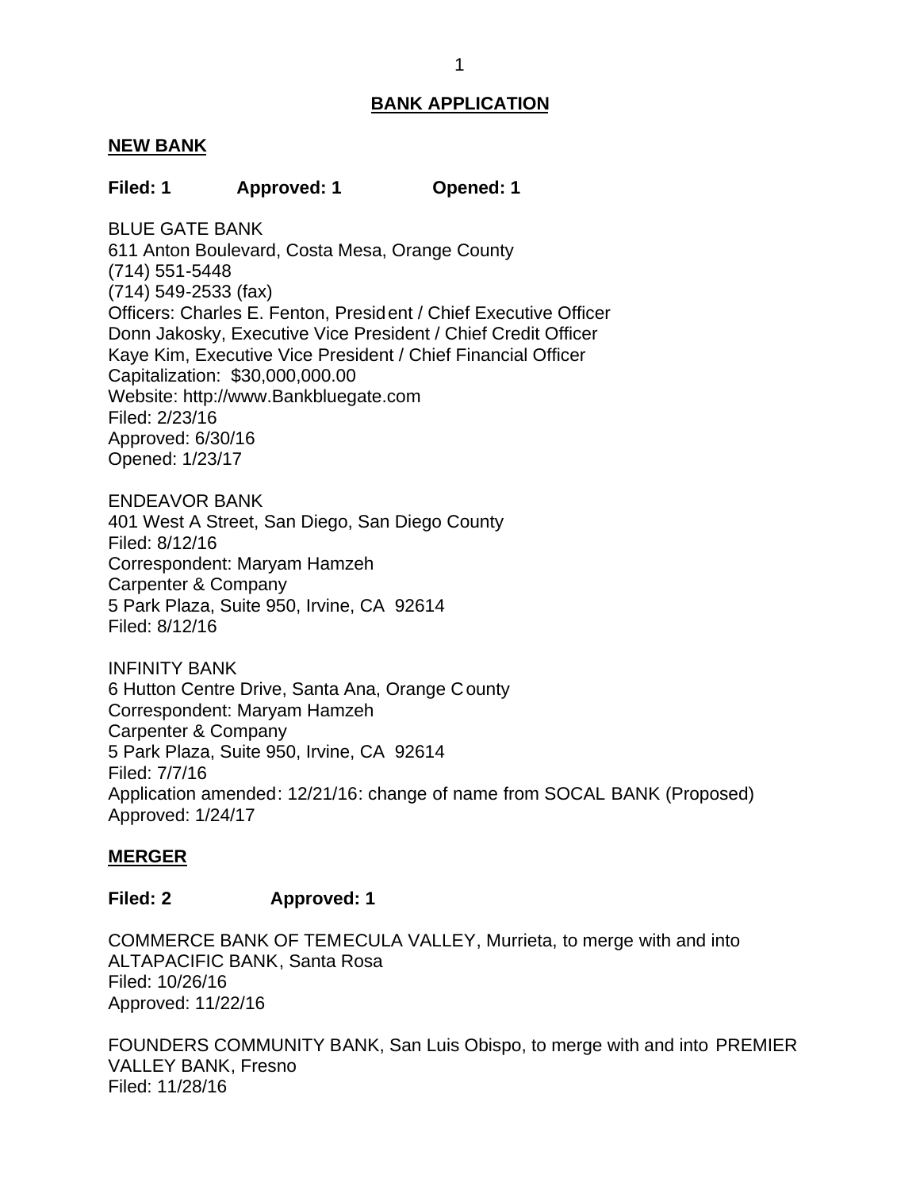## BANK APPLICATION

### NEW BANK

**Filed: 1 Approved: 1 Opened: 1**

BLUE GATE BANK
611 Anton Boulevard, Costa Mesa, Orange County
(714) 551-5448
(714) 549-2533 (fax)
Officers: Charles E. Fenton, President / Chief Executive Officer
Donn Jakosky, Executive Vice President / Chief Credit Officer
Kaye Kim, Executive Vice President / Chief Financial Officer
Capitalization: $30,000,000.00
Website: http://www.Bankbluegate.com
Filed: 2/23/16
Approved: 6/30/16
Opened: 1/23/17

ENDEAVOR BANK
401 West A Street, San Diego, San Diego County
Filed: 8/12/16
Correspondent: Maryam Hamzeh
Carpenter & Company
5 Park Plaza, Suite 950, Irvine, CA 92614
Filed: 8/12/16

INFINITY BANK
6 Hutton Centre Drive, Santa Ana, Orange County
Correspondent: Maryam Hamzeh
Carpenter & Company
5 Park Plaza, Suite 950, Irvine, CA 92614
Filed: 7/7/16
Application amended: 12/21/16: change of name from SOCAL BANK (Proposed)
Approved: 1/24/17

### MERGER

**Filed: 2 Approved: 1**

COMMERCE BANK OF TEMECULA VALLEY, Murrieta, to merge with and into ALTAPACIFIC BANK, Santa Rosa
Filed: 10/26/16
Approved: 11/22/16

FOUNDERS COMMUNITY BANK, San Luis Obispo, to merge with and into PREMIER VALLEY BANK, Fresno
Filed: 11/28/16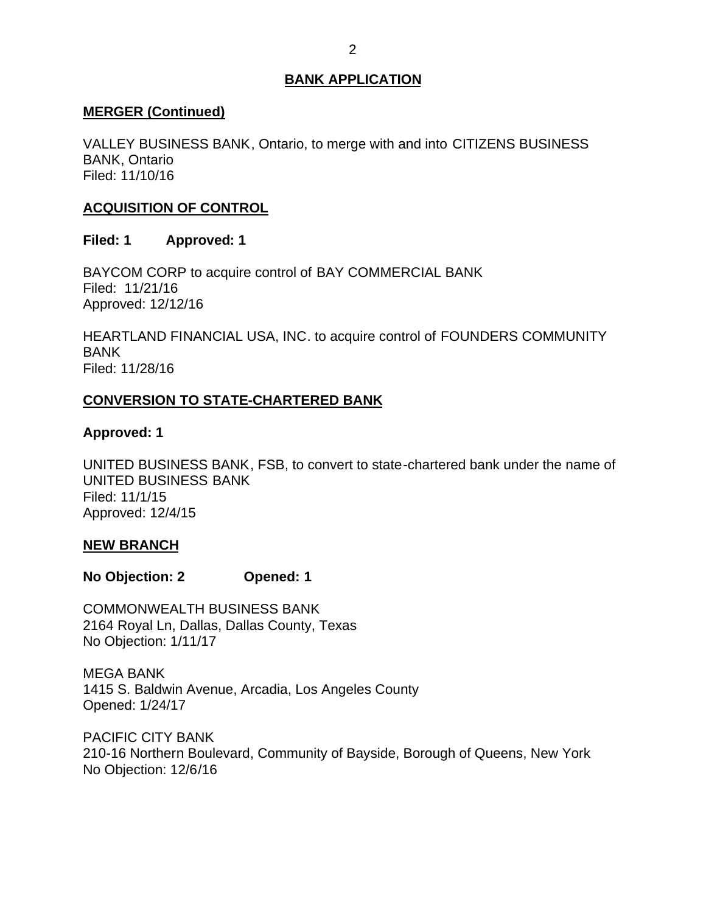## BANK APPLICATION

### MERGER (Continued)

VALLEY BUSINESS BANK, Ontario, to merge with and into CITIZENS BUSINESS BANK, Ontario
Filed: 11/10/16

### ACQUISITION OF CONTROL

**Filed: 1 Approved: 1**

BAYCOM CORP to acquire control of BAY COMMERCIAL BANK
Filed: 11/21/16
Approved: 12/12/16

HEARTLAND FINANCIAL USA, INC. to acquire control of FOUNDERS COMMUNITY BANK
Filed: 11/28/16

### CONVERSION TO STATE-CHARTERED BANK

**Approved: 1**

UNITED BUSINESS BANK, FSB, to convert to state-chartered bank under the name of UNITED BUSINESS BANK
Filed: 11/1/15
Approved: 12/4/15

### NEW BRANCH

**No Objection: 2 Opened: 1**

COMMONWEALTH BUSINESS BANK
2164 Royal Ln, Dallas, Dallas County, Texas
No Objection: 1/11/17

MEGA BANK
1415 S. Baldwin Avenue, Arcadia, Los Angeles County
Opened: 1/24/17

PACIFIC CITY BANK
210-16 Northern Boulevard, Community of Bayside, Borough of Queens, New York
No Objection: 12/6/16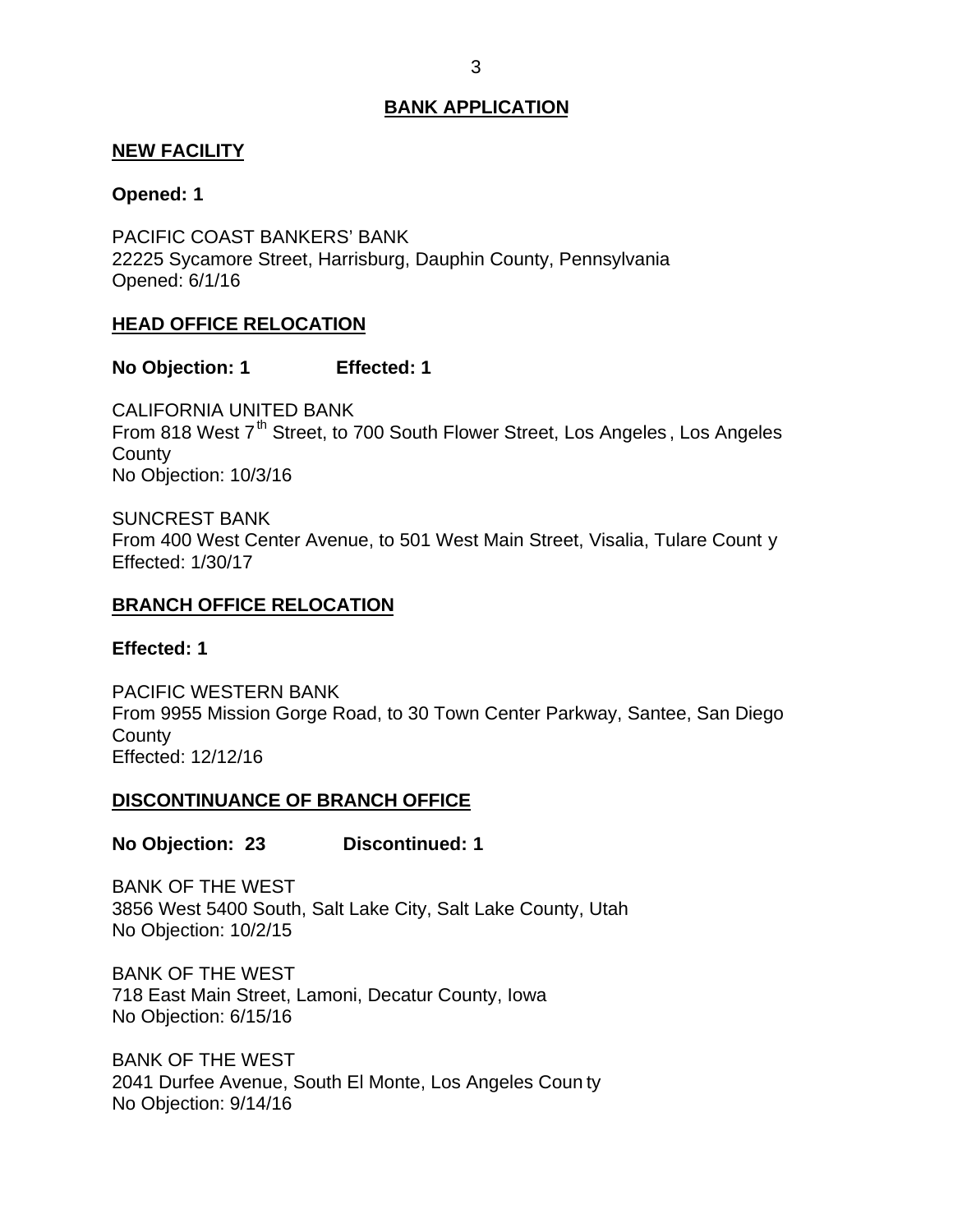## BANK APPLICATION

### NEW FACILITY

**Opened: 1**

PACIFIC COAST BANKERS' BANK
22225 Sycamore Street, Harrisburg, Dauphin County, Pennsylvania
Opened: 6/1/16

### HEAD OFFICE RELOCATION

**No Objection: 1 Effected: 1**

CALIFORNIA UNITED BANK
From 818 West 7th Street, to 700 South Flower Street, Los Angeles, Los Angeles County
No Objection: 10/3/16

SUNCREST BANK
From 400 West Center Avenue, to 501 West Main Street, Visalia, Tulare County
Effected: 1/30/17

### BRANCH OFFICE RELOCATION

**Effected: 1**

PACIFIC WESTERN BANK
From 9955 Mission Gorge Road, to 30 Town Center Parkway, Santee, San Diego County
Effected: 12/12/16

### DISCONTINUANCE OF BRANCH OFFICE

**No Objection: 23 Discontinued: 1**

BANK OF THE WEST
3856 West 5400 South, Salt Lake City, Salt Lake County, Utah
No Objection: 10/2/15

BANK OF THE WEST
718 East Main Street, Lamoni, Decatur County, Iowa
No Objection: 6/15/16

BANK OF THE WEST
2041 Durfee Avenue, South El Monte, Los Angeles County
No Objection: 9/14/16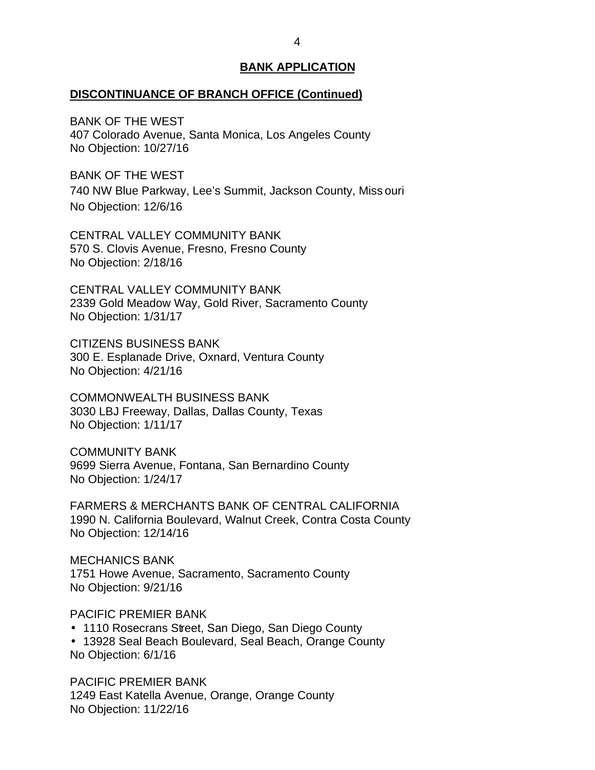## BANK APPLICATION

**DISCONTINUANCE OF BRANCH OFFICE (Continued)**

BANK OF THE WEST
407 Colorado Avenue, Santa Monica, Los Angeles County
No Objection: 10/27/16

BANK OF THE WEST
740 NW Blue Parkway, Lee's Summit, Jackson County, Missouri
No Objection: 12/6/16

CENTRAL VALLEY COMMUNITY BANK
570 S. Clovis Avenue, Fresno, Fresno County
No Objection: 2/18/16

CENTRAL VALLEY COMMUNITY BANK
2339 Gold Meadow Way, Gold River, Sacramento County
No Objection: 1/31/17

CITIZENS BUSINESS BANK
300 E. Esplanade Drive, Oxnard, Ventura County
No Objection: 4/21/16

COMMONWEALTH BUSINESS BANK
3030 LBJ Freeway, Dallas, Dallas County, Texas
No Objection: 1/11/17

COMMUNITY BANK
9699 Sierra Avenue, Fontana, San Bernardino County
No Objection: 1/24/17

FARMERS & MERCHANTS BANK OF CENTRAL CALIFORNIA
1990 N. California Boulevard, Walnut Creek, Contra Costa County
No Objection: 12/14/16

MECHANICS BANK
1751 Howe Avenue, Sacramento, Sacramento County
No Objection: 9/21/16

PACIFIC PREMIER BANK
- 1110 Rosecrans Street, San Diego, San Diego County
- 13928 Seal Beach Boulevard, Seal Beach, Orange County

No Objection: 6/1/16

PACIFIC PREMIER BANK
1249 East Katella Avenue, Orange, Orange County
No Objection: 11/22/16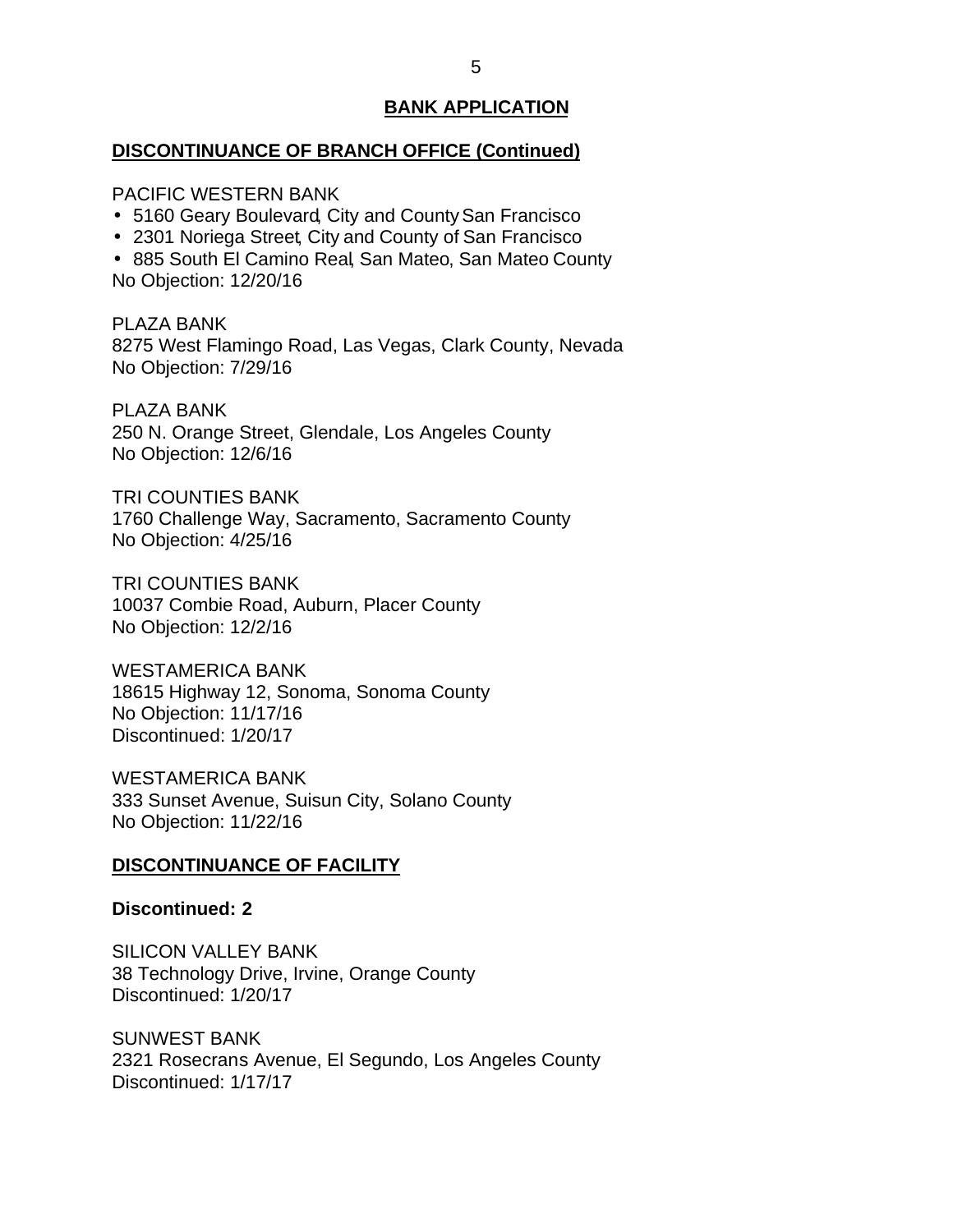## BANK APPLICATION

### DISCONTINUANCE OF BRANCH OFFICE (Continued)

PACIFIC WESTERN BANK
- 5160 Geary Boulevard, City and County San Francisco
- 2301 Noriega Street, City and County of San Francisco
- 885 South El Camino Real, San Mateo, San Mateo County

No Objection: 12/20/16

PLAZA BANK
8275 West Flamingo Road, Las Vegas, Clark County, Nevada
No Objection: 7/29/16

PLAZA BANK
250 N. Orange Street, Glendale, Los Angeles County
No Objection: 12/6/16

TRI COUNTIES BANK
1760 Challenge Way, Sacramento, Sacramento County
No Objection: 4/25/16

TRI COUNTIES BANK
10037 Combie Road, Auburn, Placer County
No Objection: 12/2/16

WESTAMERICA BANK
18615 Highway 12, Sonoma, Sonoma County
No Objection: 11/17/16
Discontinued: 1/20/17

WESTAMERICA BANK
333 Sunset Avenue, Suisun City, Solano County
No Objection: 11/22/16

### DISCONTINUANCE OF FACILITY

**Discontinued: 2**

SILICON VALLEY BANK
38 Technology Drive, Irvine, Orange County
Discontinued: 1/20/17

SUNWEST BANK
2321 Rosecrans Avenue, El Segundo, Los Angeles County
Discontinued: 1/17/17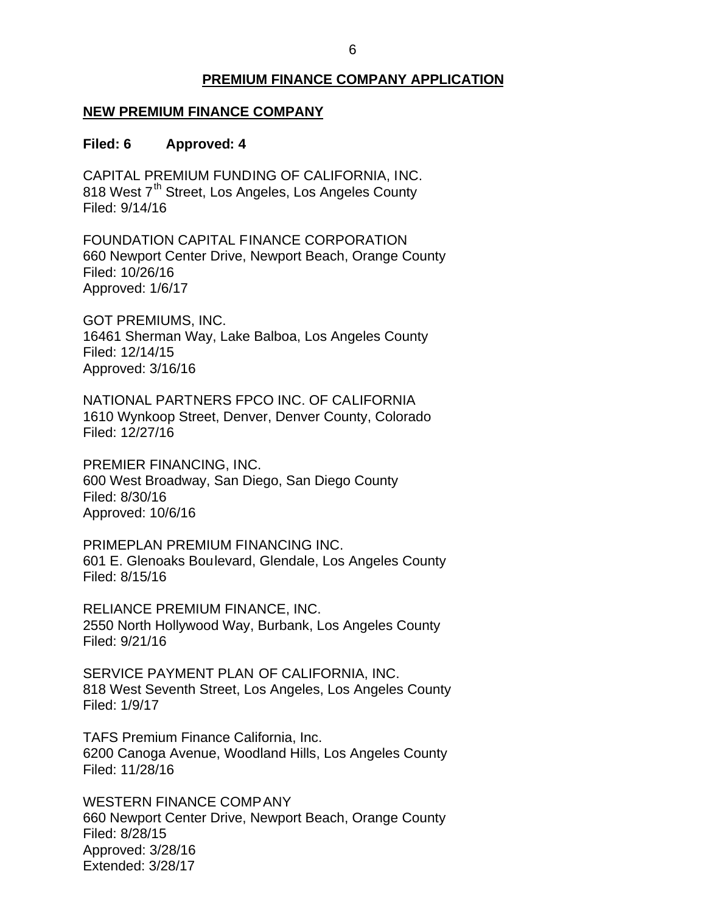## PREMIUM FINANCE COMPANY APPLICATION

### NEW PREMIUM FINANCE COMPANY

**Filed: 6 Approved: 4**

CAPITAL PREMIUM FUNDING OF CALIFORNIA, INC.
818 West 7th Street, Los Angeles, Los Angeles County
Filed: 9/14/16

FOUNDATION CAPITAL FINANCE CORPORATION
660 Newport Center Drive, Newport Beach, Orange County
Filed: 10/26/16
Approved: 1/6/17

GOT PREMIUMS, INC.
16461 Sherman Way, Lake Balboa, Los Angeles County
Filed: 12/14/15
Approved: 3/16/16

NATIONAL PARTNERS FPCO INC. OF CALIFORNIA
1610 Wynkoop Street, Denver, Denver County, Colorado
Filed: 12/27/16

PREMIER FINANCING, INC.
600 West Broadway, San Diego, San Diego County
Filed: 8/30/16
Approved: 10/6/16

PRIMEPLAN PREMIUM FINANCING INC.
601 E. Glenoaks Boulevard, Glendale, Los Angeles County
Filed: 8/15/16

RELIANCE PREMIUM FINANCE, INC.
2550 North Hollywood Way, Burbank, Los Angeles County
Filed: 9/21/16

SERVICE PAYMENT PLAN OF CALIFORNIA, INC.
818 West Seventh Street, Los Angeles, Los Angeles County
Filed: 1/9/17

TAFS Premium Finance California, Inc.
6200 Canoga Avenue, Woodland Hills, Los Angeles County
Filed: 11/28/16

WESTERN FINANCE COMPANY
660 Newport Center Drive, Newport Beach, Orange County
Filed: 8/28/15
Approved: 3/28/16
Extended: 3/28/17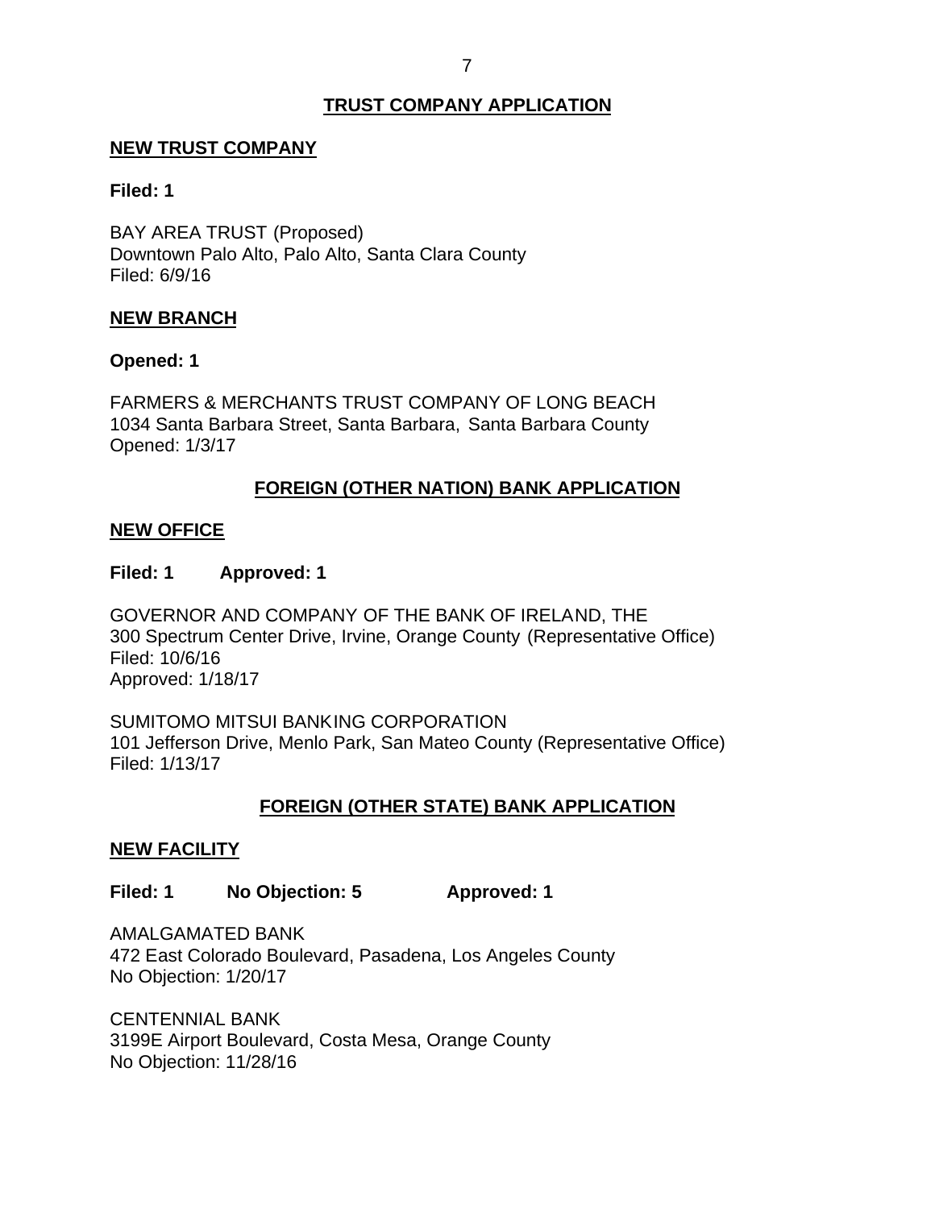## TRUST COMPANY APPLICATION

### NEW TRUST COMPANY

**Filed: 1**

BAY AREA TRUST (Proposed)
Downtown Palo Alto, Palo Alto, Santa Clara County
Filed: 6/9/16

### NEW BRANCH

**Opened: 1**

FARMERS & MERCHANTS TRUST COMPANY OF LONG BEACH
1034 Santa Barbara Street, Santa Barbara, Santa Barbara County
Opened: 1/3/17

## FOREIGN (OTHER NATION) BANK APPLICATION

### NEW OFFICE

**Filed: 1 Approved: 1**

GOVERNOR AND COMPANY OF THE BANK OF IRELAND, THE
300 Spectrum Center Drive, Irvine, Orange County (Representative Office)
Filed: 10/6/16
Approved: 1/18/17

SUMITOMO MITSUI BANKING CORPORATION
101 Jefferson Drive, Menlo Park, San Mateo County (Representative Office)
Filed: 1/13/17

## FOREIGN (OTHER STATE) BANK APPLICATION

### NEW FACILITY

**Filed: 1 No Objection: 5 Approved: 1**

AMALGAMATED BANK
472 East Colorado Boulevard, Pasadena, Los Angeles County
No Objection: 1/20/17

CENTENNIAL BANK
3199E Airport Boulevard, Costa Mesa, Orange County
No Objection: 11/28/16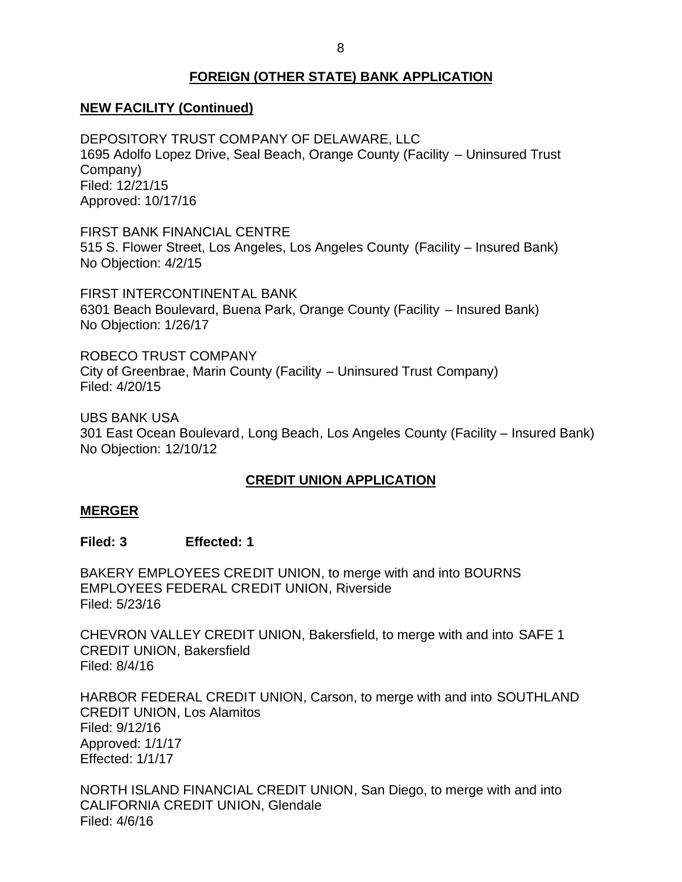## FOREIGN (OTHER STATE) BANK APPLICATION

### NEW FACILITY (Continued)

DEPOSITORY TRUST COMPANY OF DELAWARE, LLC
1695 Adolfo Lopez Drive, Seal Beach, Orange County (Facility – Uninsured Trust Company)
Filed: 12/21/15
Approved: 10/17/16

FIRST BANK FINANCIAL CENTRE
515 S. Flower Street, Los Angeles, Los Angeles County (Facility – Insured Bank)
No Objection: 4/2/15

FIRST INTERCONTINENTAL BANK
6301 Beach Boulevard, Buena Park, Orange County (Facility – Insured Bank)
No Objection: 1/26/17

ROBECO TRUST COMPANY
City of Greenbrae, Marin County (Facility – Uninsured Trust Company)
Filed: 4/20/15

UBS BANK USA
301 East Ocean Boulevard, Long Beach, Los Angeles County (Facility – Insured Bank)
No Objection: 12/10/12

## CREDIT UNION APPLICATION

### MERGER

**Filed: 3 Effected: 1**

BAKERY EMPLOYEES CREDIT UNION, to merge with and into BOURNS EMPLOYEES FEDERAL CREDIT UNION, Riverside
Filed: 5/23/16

CHEVRON VALLEY CREDIT UNION, Bakersfield, to merge with and into SAFE 1 CREDIT UNION, Bakersfield
Filed: 8/4/16

HARBOR FEDERAL CREDIT UNION, Carson, to merge with and into SOUTHLAND CREDIT UNION, Los Alamitos
Filed: 9/12/16
Approved: 1/1/17
Effected: 1/1/17

NORTH ISLAND FINANCIAL CREDIT UNION, San Diego, to merge with and into CALIFORNIA CREDIT UNION, Glendale
Filed: 4/6/16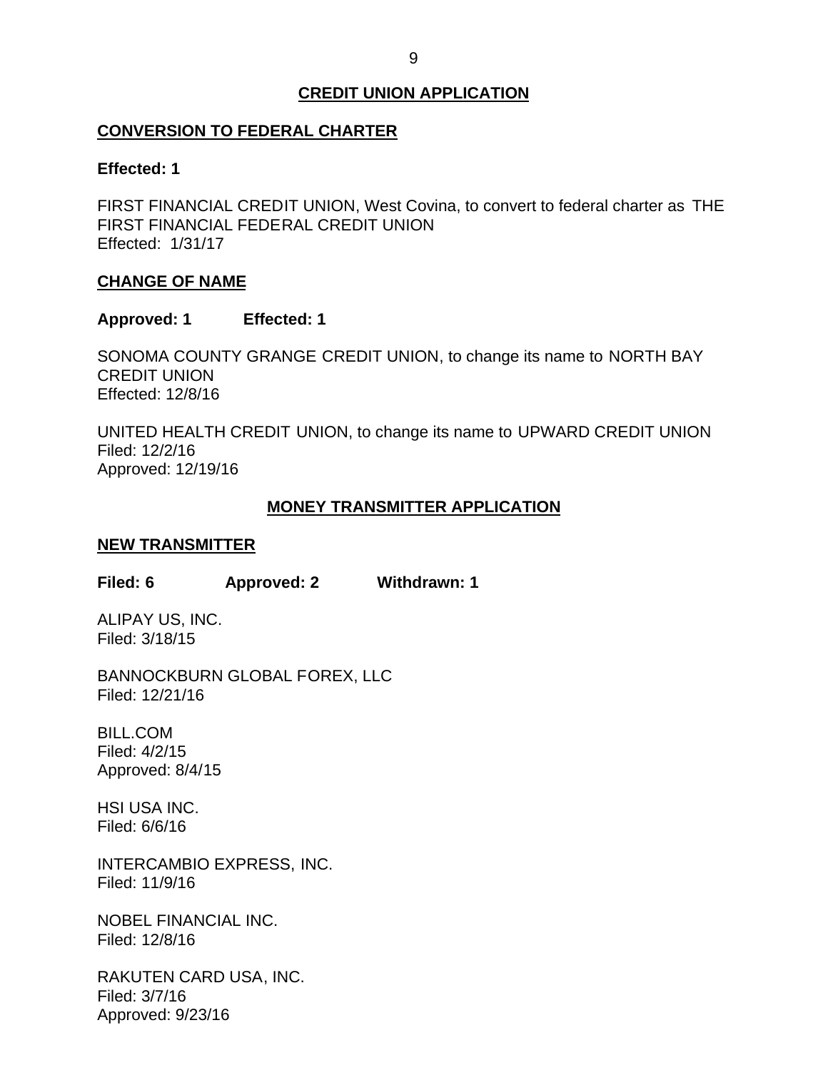## CREDIT UNION APPLICATION

### CONVERSION TO FEDERAL CHARTER

**Effected: 1**

FIRST FINANCIAL CREDIT UNION, West Covina, to convert to federal charter as THE FIRST FINANCIAL FEDERAL CREDIT UNION
Effected: 1/31/17

### CHANGE OF NAME

**Approved: 1 Effected: 1**

SONOMA COUNTY GRANGE CREDIT UNION, to change its name to NORTH BAY CREDIT UNION
Effected: 12/8/16

UNITED HEALTH CREDIT UNION, to change its name to UPWARD CREDIT UNION
Filed: 12/2/16
Approved: 12/19/16

## MONEY TRANSMITTER APPLICATION

### NEW TRANSMITTER

**Filed: 6 Approved: 2 Withdrawn: 1**

ALIPAY US, INC.
Filed: 3/18/15

BANNOCKBURN GLOBAL FOREX, LLC
Filed: 12/21/16

BILL.COM
Filed: 4/2/15
Approved: 8/4/15

HSI USA INC.
Filed: 6/6/16

INTERCAMBIO EXPRESS, INC.
Filed: 11/9/16

NOBEL FINANCIAL INC.
Filed: 12/8/16

RAKUTEN CARD USA, INC.
Filed: 3/7/16
Approved: 9/23/16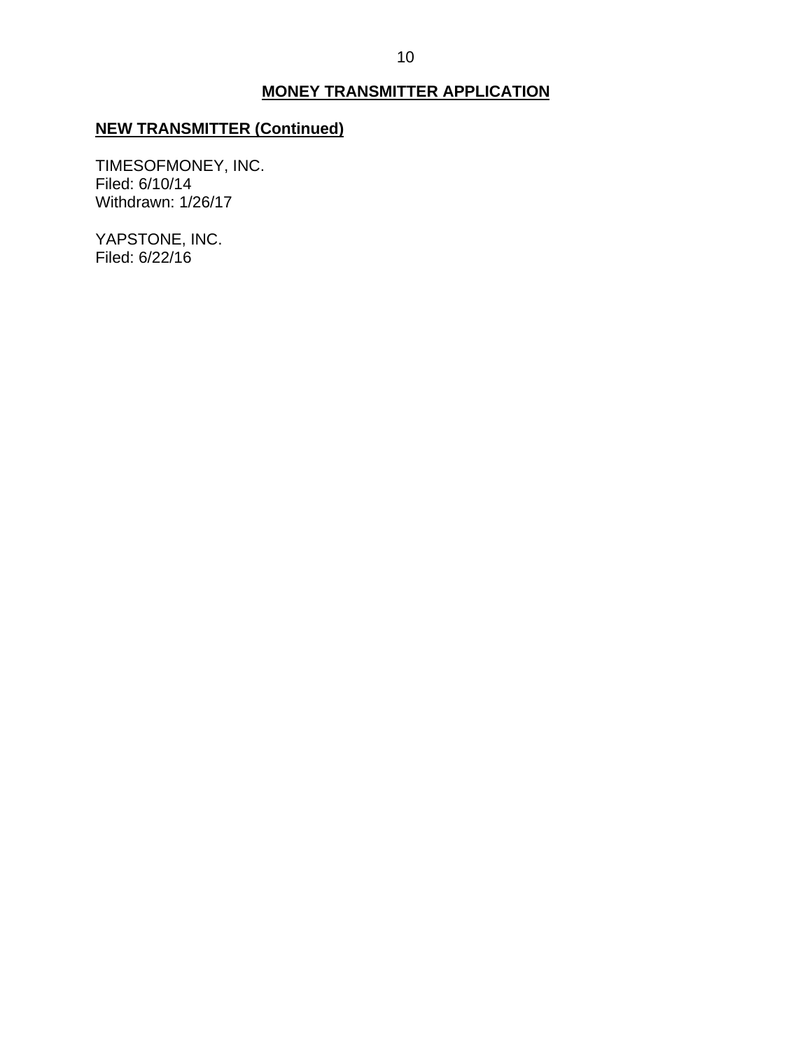## MONEY TRANSMITTER APPLICATION

### NEW TRANSMITTER (Continued)

TIMESOFMONEY, INC.
Filed: 6/10/14
Withdrawn: 1/26/17

YAPSTONE, INC.
Filed: 6/22/16